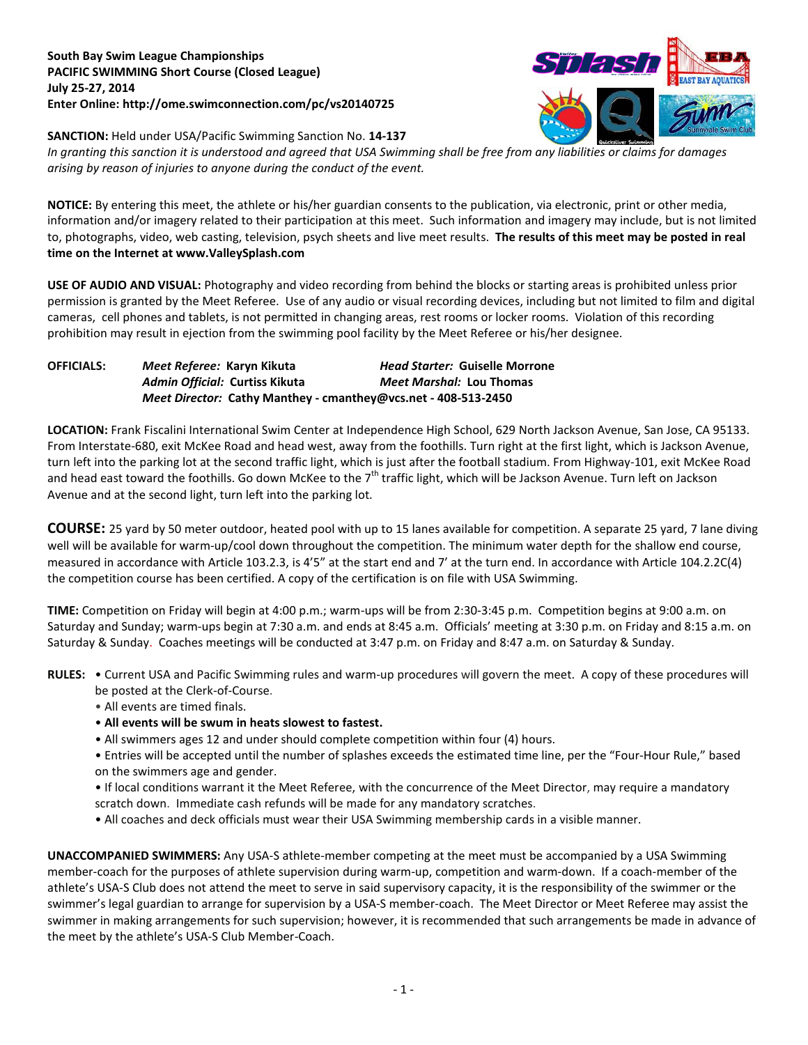**South Bay Swim League Championships**
**PACIFIC SWIMMING Short Course (Closed League)**
**July 25-27, 2014**
**Enter Online: http://ome.swimconnection.com/pc/vs20140725**

**SANCTION:** Held under USA/Pacific Swimming Sanction No. **14-137**
*In granting this sanction it is understood and agreed that USA Swimming shall be free from any liabilities or claims for damages arising by reason of injuries to anyone during the conduct of the event.*

**NOTICE:** By entering this meet, the athlete or his/her guardian consents to the publication, via electronic, print or other media, information and/or imagery related to their participation at this meet. Such information and imagery may include, but is not limited to, photographs, video, web casting, television, psych sheets and live meet results. **The results of this meet may be posted in real time on the Internet at www.ValleySplash.com**

**USE OF AUDIO AND VISUAL:** Photography and video recording from behind the blocks or starting areas is prohibited unless prior permission is granted by the Meet Referee. Use of any audio or visual recording devices, including but not limited to film and digital cameras, cell phones and tablets, is not permitted in changing areas, rest rooms or locker rooms. Violation of this recording prohibition may result in ejection from the swimming pool facility by the Meet Referee or his/her designee.

**OFFICIALS:** *Meet Referee:* **Karyn Kikuta** *Head Starter:* **Guiselle Morrone**
*Admin Official:* **Curtiss Kikuta** *Meet Marshal:* **Lou Thomas**
*Meet Director:* **Cathy Manthey - cmanthey@vcs.net - 408-513-2450**

**LOCATION:** Frank Fiscalini International Swim Center at Independence High School, 629 North Jackson Avenue, San Jose, CA 95133. From Interstate-680, exit McKee Road and head west, away from the foothills. Turn right at the first light, which is Jackson Avenue, turn left into the parking lot at the second traffic light, which is just after the football stadium. From Highway-101, exit McKee Road and head east toward the foothills. Go down McKee to the 7th traffic light, which will be Jackson Avenue. Turn left on Jackson Avenue and at the second light, turn left into the parking lot.

**COURSE:** 25 yard by 50 meter outdoor, heated pool with up to 15 lanes available for competition. A separate 25 yard, 7 lane diving well will be available for warm-up/cool down throughout the competition. The minimum water depth for the shallow end course, measured in accordance with Article 103.2.3, is 4'5" at the start end and 7' at the turn end. In accordance with Article 104.2.2C(4) the competition course has been certified. A copy of the certification is on file with USA Swimming.

**TIME:** Competition on Friday will begin at 4:00 p.m.; warm-ups will be from 2:30-3:45 p.m. Competition begins at 9:00 a.m. on Saturday and Sunday; warm-ups begin at 7:30 a.m. and ends at 8:45 a.m. Officials' meeting at 3:30 p.m. on Friday and 8:15 a.m. on Saturday & Sunday. Coaches meetings will be conducted at 3:47 p.m. on Friday and 8:47 a.m. on Saturday & Sunday.

**RULES:**
- Current USA and Pacific Swimming rules and warm-up procedures will govern the meet. A copy of these procedures will be posted at the Clerk-of-Course.
- All events are timed finals.
- **All events will be swum in heats slowest to fastest.**
- All swimmers ages 12 and under should complete competition within four (4) hours.
- Entries will be accepted until the number of splashes exceeds the estimated time line, per the "Four-Hour Rule," based on the swimmers age and gender.
- If local conditions warrant it the Meet Referee, with the concurrence of the Meet Director, may require a mandatory scratch down. Immediate cash refunds will be made for any mandatory scratches.
- All coaches and deck officials must wear their USA Swimming membership cards in a visible manner.

**UNACCOMPANIED SWIMMERS:** Any USA-S athlete-member competing at the meet must be accompanied by a USA Swimming member-coach for the purposes of athlete supervision during warm-up, competition and warm-down. If a coach-member of the athlete's USA-S Club does not attend the meet to serve in said supervisory capacity, it is the responsibility of the swimmer or the swimmer's legal guardian to arrange for supervision by a USA-S member-coach. The Meet Director or Meet Referee may assist the swimmer in making arrangements for such supervision; however, it is recommended that such arrangements be made in advance of the meet by the athlete's USA-S Club Member-Coach.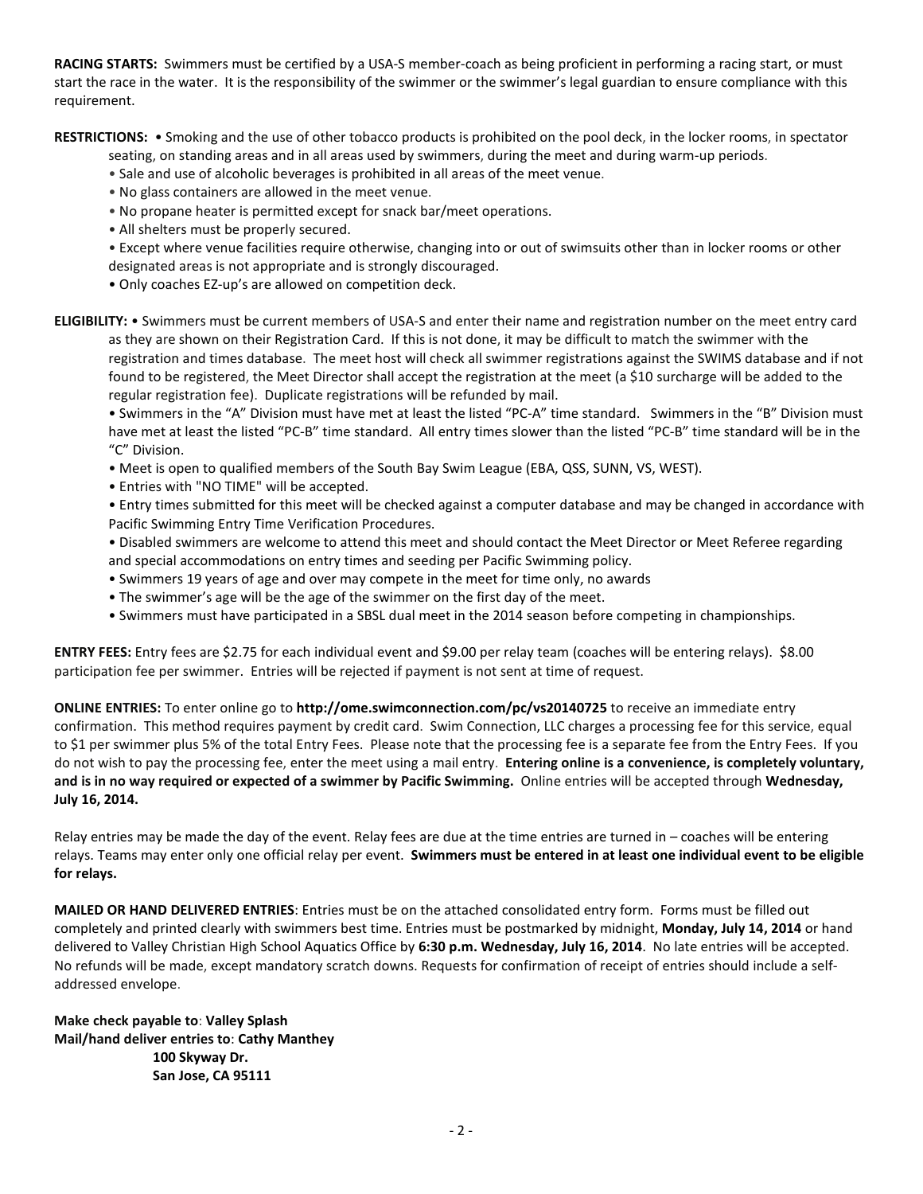**RACING STARTS:** Swimmers must be certified by a USA-S member-coach as being proficient in performing a racing start, or must start the race in the water. It is the responsibility of the swimmer or the swimmer's legal guardian to ensure compliance with this requirement.

**RESTRICTIONS:** • Smoking and the use of other tobacco products is prohibited on the pool deck, in the locker rooms, in spectator seating, on standing areas and in all areas used by swimmers, during the meet and during warm-up periods.

- Sale and use of alcoholic beverages is prohibited in all areas of the meet venue.
- No glass containers are allowed in the meet venue.
- No propane heater is permitted except for snack bar/meet operations.
- All shelters must be properly secured.
- Except where venue facilities require otherwise, changing into or out of swimsuits other than in locker rooms or other designated areas is not appropriate and is strongly discouraged.
- Only coaches EZ-up's are allowed on competition deck.

**ELIGIBILITY:** • Swimmers must be current members of USA-S and enter their name and registration number on the meet entry card as they are shown on their Registration Card. If this is not done, it may be difficult to match the swimmer with the registration and times database. The meet host will check all swimmer registrations against the SWIMS database and if not found to be registered, the Meet Director shall accept the registration at the meet (a $10 surcharge will be added to the regular registration fee). Duplicate registrations will be refunded by mail.

- Swimmers in the "A" Division must have met at least the listed "PC-A" time standard. Swimmers in the "B" Division must have met at least the listed "PC-B" time standard. All entry times slower than the listed "PC-B" time standard will be in the "C" Division.
- Meet is open to qualified members of the South Bay Swim League (EBA, QSS, SUNN, VS, WEST).
- Entries with "NO TIME" will be accepted.
- Entry times submitted for this meet will be checked against a computer database and may be changed in accordance with Pacific Swimming Entry Time Verification Procedures.
- Disabled swimmers are welcome to attend this meet and should contact the Meet Director or Meet Referee regarding and special accommodations on entry times and seeding per Pacific Swimming policy.
- Swimmers 19 years of age and over may compete in the meet for time only, no awards
- The swimmer's age will be the age of the swimmer on the first day of the meet.
- Swimmers must have participated in a SBSL dual meet in the 2014 season before competing in championships.

**ENTRY FEES:** Entry fees are $2.75 for each individual event and $9.00 per relay team (coaches will be entering relays). $8.00 participation fee per swimmer. Entries will be rejected if payment is not sent at time of request.

**ONLINE ENTRIES:** To enter online go to **http://ome.swimconnection.com/pc/vs20140725** to receive an immediate entry confirmation. This method requires payment by credit card. Swim Connection, LLC charges a processing fee for this service, equal to $1 per swimmer plus 5% of the total Entry Fees. Please note that the processing fee is a separate fee from the Entry Fees. If you do not wish to pay the processing fee, enter the meet using a mail entry. **Entering online is a convenience, is completely voluntary, and is in no way required or expected of a swimmer by Pacific Swimming.** Online entries will be accepted through **Wednesday, July 16, 2014.**

Relay entries may be made the day of the event. Relay fees are due at the time entries are turned in – coaches will be entering relays. Teams may enter only one official relay per event. **Swimmers must be entered in at least one individual event to be eligible for relays.**

**MAILED OR HAND DELIVERED ENTRIES**: Entries must be on the attached consolidated entry form. Forms must be filled out completely and printed clearly with swimmers best time. Entries must be postmarked by midnight, **Monday, July 14, 2014** or hand delivered to Valley Christian High School Aquatics Office by **6:30 p.m. Wednesday, July 16, 2014**. No late entries will be accepted. No refunds will be made, except mandatory scratch downs. Requests for confirmation of receipt of entries should include a self-addressed envelope.

**Make check payable to**: **Valley Splash**
**Mail/hand deliver entries to**: **Cathy Manthey**
**100 Skyway Dr.**
**San Jose, CA 95111**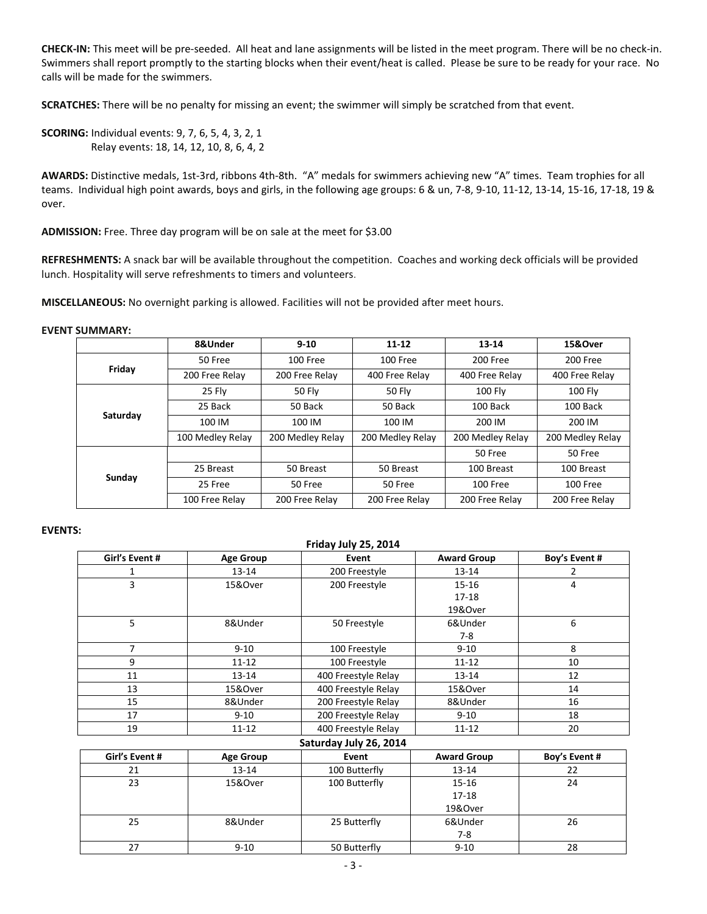**CHECK-IN:** This meet will be pre-seeded. All heat and lane assignments will be listed in the meet program. There will be no check-in. Swimmers shall report promptly to the starting blocks when their event/heat is called. Please be sure to be ready for your race. No calls will be made for the swimmers.

**SCRATCHES:** There will be no penalty for missing an event; the swimmer will simply be scratched from that event.

**SCORING:** Individual events: 9, 7, 6, 5, 4, 3, 2, 1
Relay events: 18, 14, 12, 10, 8, 6, 4, 2

**AWARDS:** Distinctive medals, 1st-3rd, ribbons 4th-8th. "A" medals for swimmers achieving new "A" times. Team trophies for all teams. Individual high point awards, boys and girls, in the following age groups: 6 & un, 7-8, 9-10, 11-12, 13-14, 15-16, 17-18, 19 & over.

**ADMISSION:** Free. Three day program will be on sale at the meet for $3.00

**REFRESHMENTS:** A snack bar will be available throughout the competition. Coaches and working deck officials will be provided lunch. Hospitality will serve refreshments to timers and volunteers.

**MISCELLANEOUS:** No overnight parking is allowed. Facilities will not be provided after meet hours.

**EVENT SUMMARY:**

| | 8&Under | 9-10 | 11-12 | 13-14 | 15&Over |
|---|---|---|---|---|---|
| Friday | 50 Free | 100 Free | 100 Free | 200 Free | 200 Free |
| | 200 Free Relay | 200 Free Relay | 400 Free Relay | 400 Free Relay | 400 Free Relay |
| Saturday | 25 Fly | 50 Fly | 50 Fly | 100 Fly | 100 Fly |
| | 25 Back | 50 Back | 50 Back | 100 Back | 100 Back |
| | 100 IM | 100 IM | 100 IM | 200 IM | 200 IM |
| | 100 Medley Relay | 200 Medley Relay | 200 Medley Relay | 200 Medley Relay | 200 Medley Relay |
| Sunday | | | | 50 Free | 50 Free |
| | 25 Breast | 50 Breast | 50 Breast | 100 Breast | 100 Breast |
| | 25 Free | 50 Free | 50 Free | 100 Free | 100 Free |
| | 100 Free Relay | 200 Free Relay | 200 Free Relay | 200 Free Relay | 200 Free Relay |

**EVENTS:**

**Friday July 25, 2014**

| Girl's Event # | Age Group | Event | Award Group | Boy's Event # |
|---|---|---|---|---|
| 1 | 13-14 | 200 Freestyle | 13-14 | 2 |
| 3 | 15&Over | 200 Freestyle | 15-16<br>17-18<br>19&Over | 4 |
| 5 | 8&Under | 50 Freestyle | 6&Under<br>7-8 | 6 |
| 7 | 9-10 | 100 Freestyle | 9-10 | 8 |
| 9 | 11-12 | 100 Freestyle | 11-12 | 10 |
| 11 | 13-14 | 400 Freestyle Relay | 13-14 | 12 |
| 13 | 15&Over | 400 Freestyle Relay | 15&Over | 14 |
| 15 | 8&Under | 200 Freestyle Relay | 8&Under | 16 |
| 17 | 9-10 | 200 Freestyle Relay | 9-10 | 18 |
| 19 | 11-12 | 400 Freestyle Relay | 11-12 | 20 |

**Saturday July 26, 2014**

| Girl's Event # | Age Group | Event | Award Group | Boy's Event # |
|---|---|---|---|---|
| 21 | 13-14 | 100 Butterfly | 13-14 | 22 |
| 23 | 15&Over | 100 Butterfly | 15-16<br>17-18<br>19&Over | 24 |
| 25 | 8&Under | 25 Butterfly | 6&Under<br>7-8 | 26 |
| 27 | 9-10 | 50 Butterfly | 9-10 | 28 |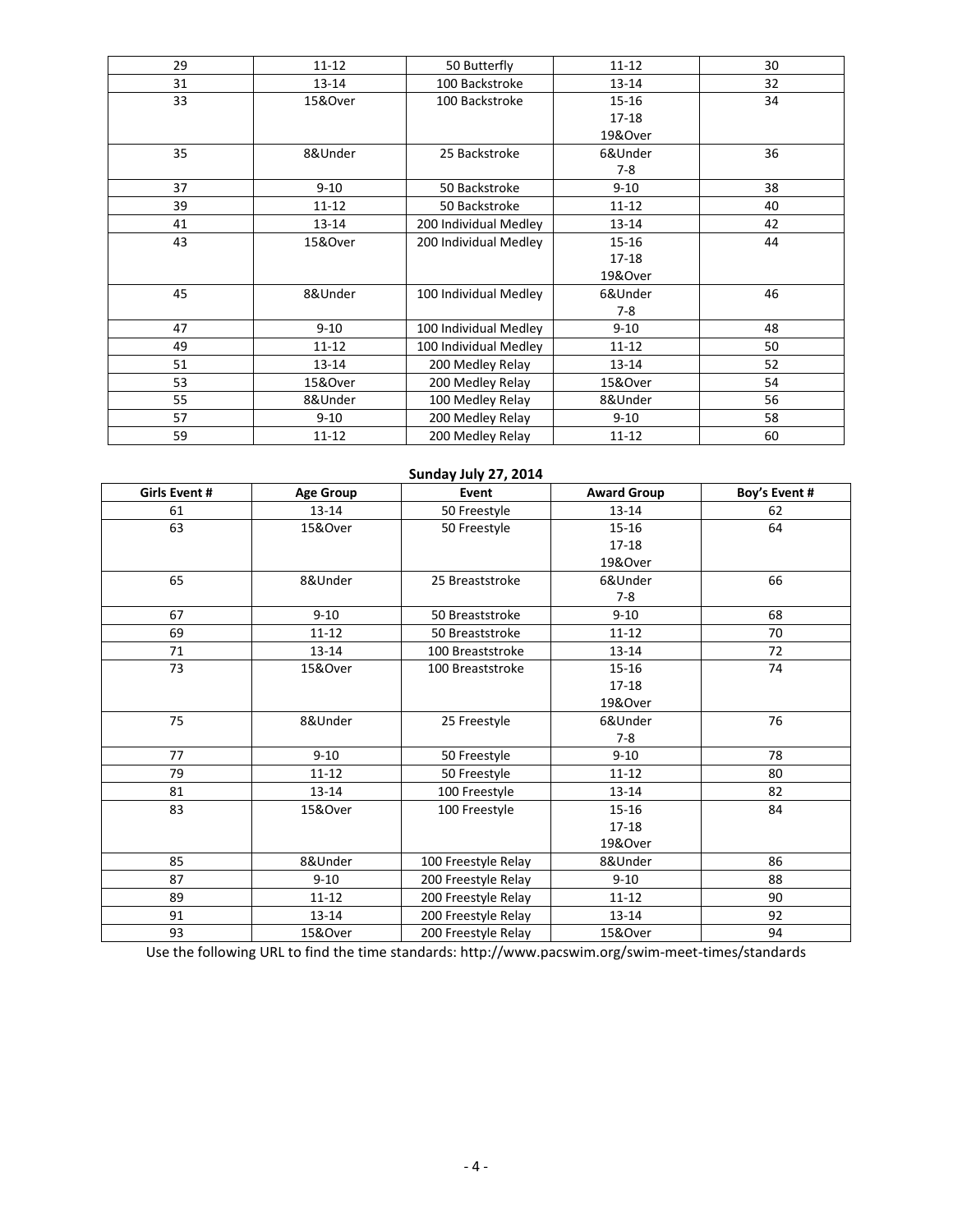| | | | | |
|---|---|---|---|---|
| 29 | 11-12 | 50 Butterfly | 11-12 | 30 |
| 31 | 13-14 | 100 Backstroke | 13-14 | 32 |
| 33 | 15&Over | 100 Backstroke | 15-16<br>17-18<br>19&Over | 34 |
| 35 | 8&Under | 25 Backstroke | 6&Under<br>7-8 | 36 |
| 37 | 9-10 | 50 Backstroke | 9-10 | 38 |
| 39 | 11-12 | 50 Backstroke | 11-12 | 40 |
| 41 | 13-14 | 200 Individual Medley | 13-14 | 42 |
| 43 | 15&Over | 200 Individual Medley | 15-16<br>17-18<br>19&Over | 44 |
| 45 | 8&Under | 100 Individual Medley | 6&Under<br>7-8 | 46 |
| 47 | 9-10 | 100 Individual Medley | 9-10 | 48 |
| 49 | 11-12 | 100 Individual Medley | 11-12 | 50 |
| 51 | 13-14 | 200 Medley Relay | 13-14 | 52 |
| 53 | 15&Over | 200 Medley Relay | 15&Over | 54 |
| 55 | 8&Under | 100 Medley Relay | 8&Under | 56 |
| 57 | 9-10 | 200 Medley Relay | 9-10 | 58 |
| 59 | 11-12 | 200 Medley Relay | 11-12 | 60 |

**Sunday July 27, 2014**

| Girls Event # | Age Group | Event | Award Group | Boy's Event # |
|---|---|---|---|---|
| 61 | 13-14 | 50 Freestyle | 13-14 | 62 |
| 63 | 15&Over | 50 Freestyle | 15-16<br>17-18<br>19&Over | 64 |
| 65 | 8&Under | 25 Breaststroke | 6&Under<br>7-8 | 66 |
| 67 | 9-10 | 50 Breaststroke | 9-10 | 68 |
| 69 | 11-12 | 50 Breaststroke | 11-12 | 70 |
| 71 | 13-14 | 100 Breaststroke | 13-14 | 72 |
| 73 | 15&Over | 100 Breaststroke | 15-16<br>17-18<br>19&Over | 74 |
| 75 | 8&Under | 25 Freestyle | 6&Under<br>7-8 | 76 |
| 77 | 9-10 | 50 Freestyle | 9-10 | 78 |
| 79 | 11-12 | 50 Freestyle | 11-12 | 80 |
| 81 | 13-14 | 100 Freestyle | 13-14 | 82 |
| 83 | 15&Over | 100 Freestyle | 15-16<br>17-18<br>19&Over | 84 |
| 85 | 8&Under | 100 Freestyle Relay | 8&Under | 86 |
| 87 | 9-10 | 200 Freestyle Relay | 9-10 | 88 |
| 89 | 11-12 | 200 Freestyle Relay | 11-12 | 90 |
| 91 | 13-14 | 200 Freestyle Relay | 13-14 | 92 |
| 93 | 15&Over | 200 Freestyle Relay | 15&Over | 94 |

Use the following URL to find the time standards: http://www.pacswim.org/swim-meet-times/standards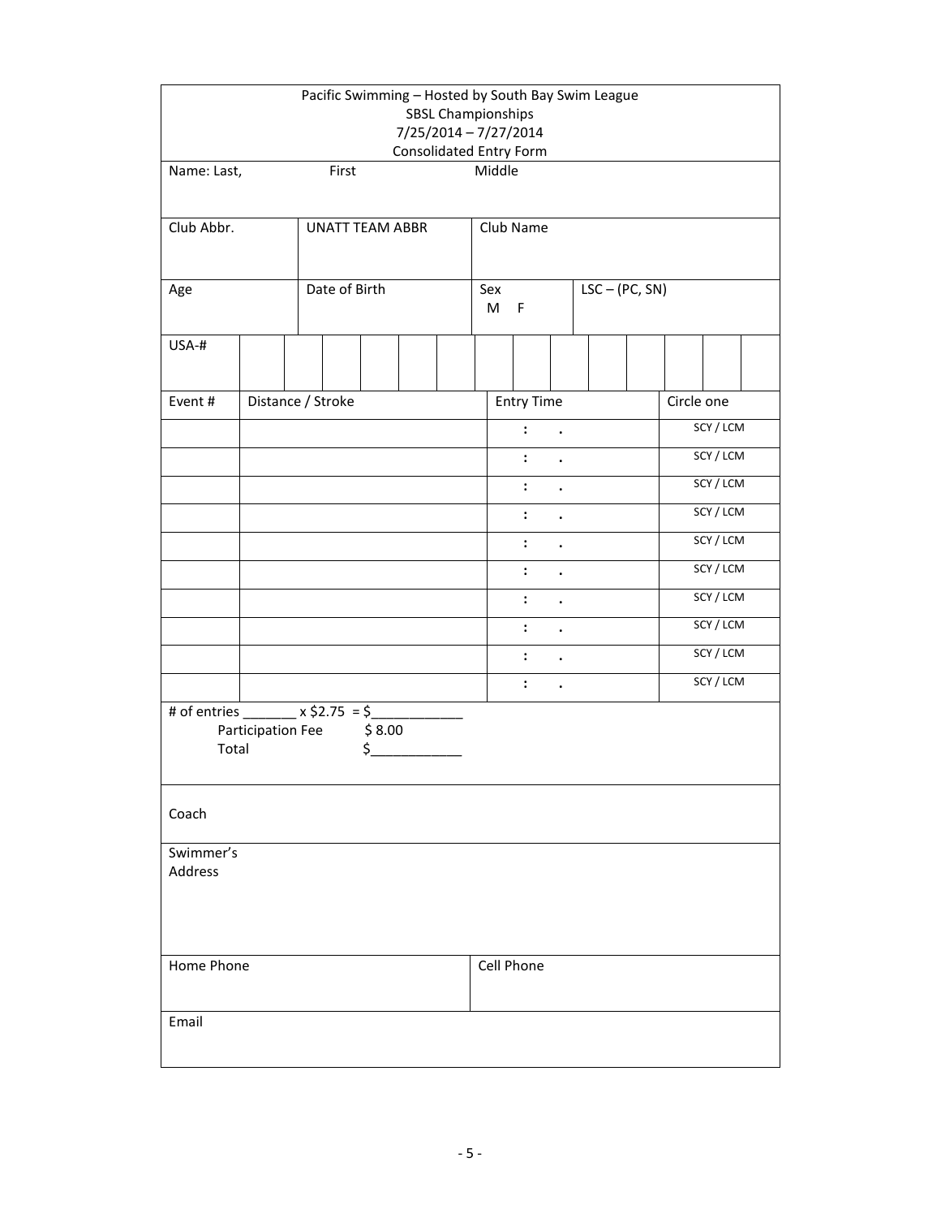Pacific Swimming – Hosted by South Bay Swim League

SBSL Championships

7/25/2014 – 7/27/2014

Consolidated Entry Form

| Name: Last, | First | Middle | |
|---|---|---|---|
| Club Abbr. | UNATT TEAM ABBR | Club Name | |
| Age | Date of Birth | Sex M F | LSC – (PC, SN) |

| USA-# | | | | | | | | | | | | | | |
|---|---|---|---|---|---|---|---|---|---|---|---|---|---|---|

| Event # | Distance / Stroke | Entry Time | Circle one |
|---|---|---|---|
| | | : . | SCY / LCM |
| | | : . | SCY / LCM |
| | | : . | SCY / LCM |
| | | : . | SCY / LCM |
| | | : . | SCY / LCM |
| | | : . | SCY / LCM |
| | | : . | SCY / LCM |
| | | : . | SCY / LCM |
| | | : . | SCY / LCM |
| | | : . | SCY / LCM |

# of entries _______ x $2.75 = $____________

Participation Fee $ 8.00

Total $____________

Coach

Swimmer's Address

| Home Phone | Cell Phone |
|---|---|
| | |

Email